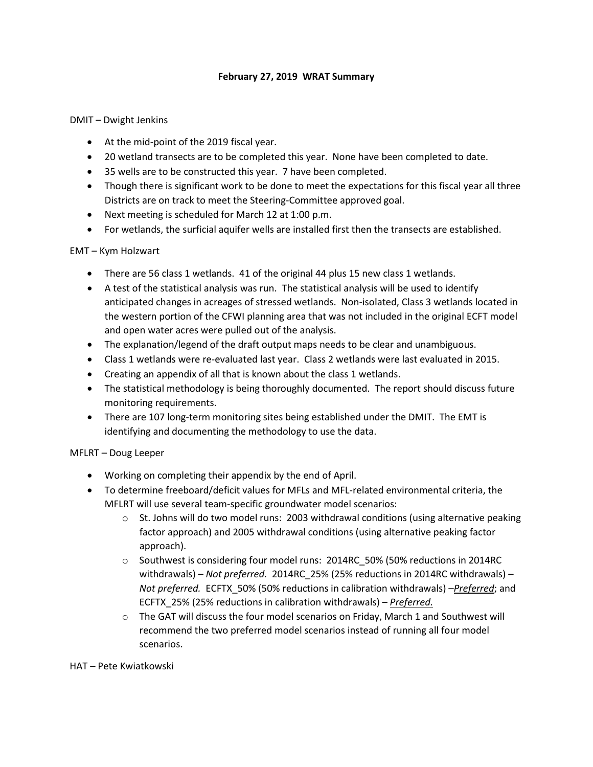**February 27, 2019 WRAT Summary**

DMIT – Dwight Jenkins

- At the mid-point of the 2019 fiscal year.
- 20 wetland transects are to be completed this year. None have been completed to date.
- 35 wells are to be constructed this year. 7 have been completed.
- Though there is significant work to be done to meet the expectations for this fiscal year all three Districts are on track to meet the Steering-Committee approved goal.
- Next meeting is scheduled for March 12 at 1:00 p.m.
- For wetlands, the surficial aquifer wells are installed first then the transects are established.

EMT – Kym Holzwart

- There are 56 class 1 wetlands. 41 of the original 44 plus 15 new class 1 wetlands.
- A test of the statistical analysis was run. The statistical analysis will be used to identify anticipated changes in acreages of stressed wetlands. Non-isolated, Class 3 wetlands located in the western portion of the CFWI planning area that was not included in the original ECFT model and open water acres were pulled out of the analysis.
- The explanation/legend of the draft output maps needs to be clear and unambiguous.
- Class 1 wetlands were re-evaluated last year. Class 2 wetlands were last evaluated in 2015.
- Creating an appendix of all that is known about the class 1 wetlands.
- The statistical methodology is being thoroughly documented. The report should discuss future monitoring requirements.
- There are 107 long-term monitoring sites being established under the DMIT. The EMT is identifying and documenting the methodology to use the data.

MFLRT – Doug Leeper

- Working on completing their appendix by the end of April.
- To determine freeboard/deficit values for MFLs and MFL-related environmental criteria, the MFLRT will use several team-specific groundwater model scenarios:
  - St. Johns will do two model runs: 2003 withdrawal conditions (using alternative peaking factor approach) and 2005 withdrawal conditions (using alternative peaking factor approach).
  - Southwest is considering four model runs: 2014RC_50% (50% reductions in 2014RC withdrawals) – *Not preferred.* 2014RC_25% (25% reductions in 2014RC withdrawals) – *Not preferred.* ECFTX_50% (50% reductions in calibration withdrawals) –***<u>Preferred</u>***; and ECFTX_25% (25% reductions in calibration withdrawals) – ***<u>Preferred.</u>***
  - The GAT will discuss the four model scenarios on Friday, March 1 and Southwest will recommend the two preferred model scenarios instead of running all four model scenarios.

HAT – Pete Kwiatkowski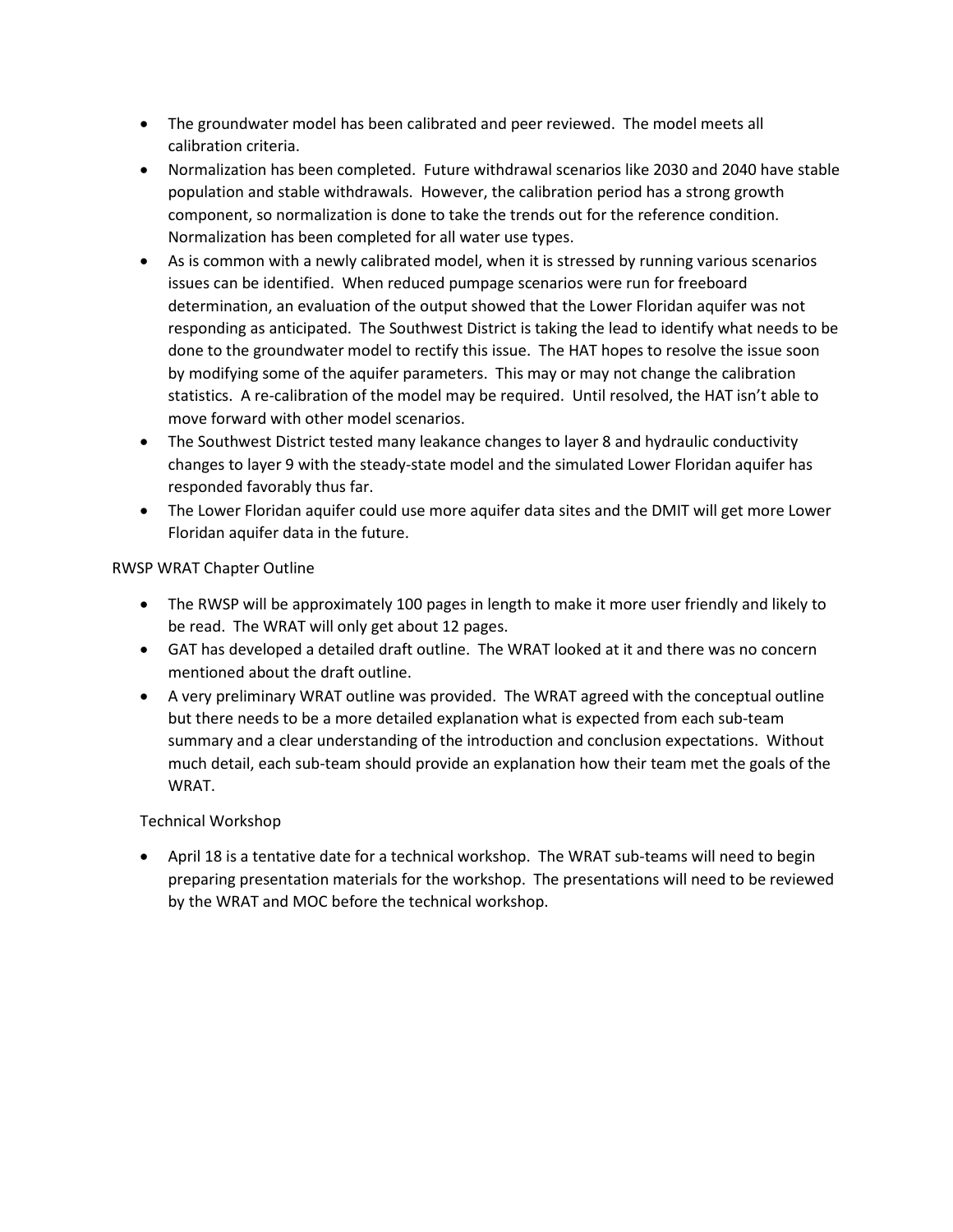- The groundwater model has been calibrated and peer reviewed. The model meets all calibration criteria.
- Normalization has been completed. Future withdrawal scenarios like 2030 and 2040 have stable population and stable withdrawals. However, the calibration period has a strong growth component, so normalization is done to take the trends out for the reference condition. Normalization has been completed for all water use types.
- As is common with a newly calibrated model, when it is stressed by running various scenarios issues can be identified. When reduced pumpage scenarios were run for freeboard determination, an evaluation of the output showed that the Lower Floridan aquifer was not responding as anticipated. The Southwest District is taking the lead to identify what needs to be done to the groundwater model to rectify this issue. The HAT hopes to resolve the issue soon by modifying some of the aquifer parameters. This may or may not change the calibration statistics. A re-calibration of the model may be required. Until resolved, the HAT isn't able to move forward with other model scenarios.
- The Southwest District tested many leakance changes to layer 8 and hydraulic conductivity changes to layer 9 with the steady-state model and the simulated Lower Floridan aquifer has responded favorably thus far.
- The Lower Floridan aquifer could use more aquifer data sites and the DMIT will get more Lower Floridan aquifer data in the future.

RWSP WRAT Chapter Outline

- The RWSP will be approximately 100 pages in length to make it more user friendly and likely to be read. The WRAT will only get about 12 pages.
- GAT has developed a detailed draft outline. The WRAT looked at it and there was no concern mentioned about the draft outline.
- A very preliminary WRAT outline was provided. The WRAT agreed with the conceptual outline but there needs to be a more detailed explanation what is expected from each sub-team summary and a clear understanding of the introduction and conclusion expectations. Without much detail, each sub-team should provide an explanation how their team met the goals of the WRAT.

Technical Workshop

- April 18 is a tentative date for a technical workshop. The WRAT sub-teams will need to begin preparing presentation materials for the workshop. The presentations will need to be reviewed by the WRAT and MOC before the technical workshop.